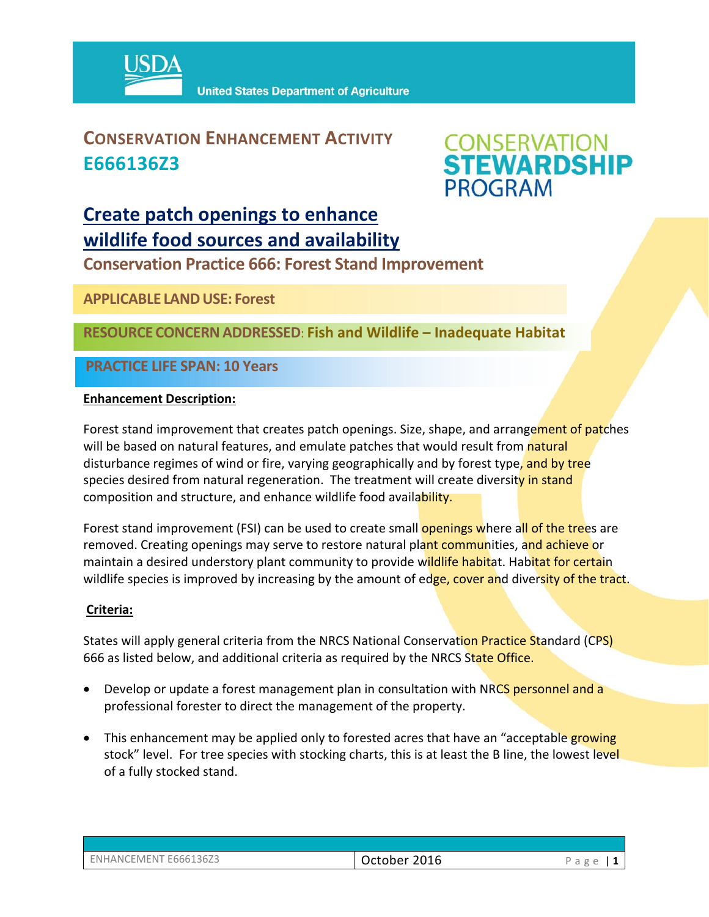USDA United States Department of Agriculture

# CONSERVATION ENHANCEMENT ACTIVITY E666136Z3

CONSERVATION STEWARDSHIP PROGRAM

## Create patch openings to enhance wildlife food sources and availability

### Conservation Practice 666: Forest Stand Improvement

**APPLICABLE LAND USE: Forest**

**RESOURCE CONCERN ADDRESSED: Fish and Wildlife – Inadequate Habitat**

**PRACTICE LIFE SPAN: 10 Years**

**Enhancement Description:**

Forest stand improvement that creates patch openings. Size, shape, and arrangement of patches will be based on natural features, and emulate patches that would result from natural disturbance regimes of wind or fire, varying geographically and by forest type, and by tree species desired from natural regeneration. The treatment will create diversity in stand composition and structure, and enhance wildlife food availability.

Forest stand improvement (FSI) can be used to create small openings where all of the trees are removed. Creating openings may serve to restore natural plant communities, and achieve or maintain a desired understory plant community to provide wildlife habitat. Habitat for certain wildlife species is improved by increasing by the amount of edge, cover and diversity of the tract.

**Criteria:**

States will apply general criteria from the NRCS National Conservation Practice Standard (CPS) 666 as listed below, and additional criteria as required by the NRCS State Office.

- Develop or update a forest management plan in consultation with NRCS personnel and a professional forester to direct the management of the property.
- This enhancement may be applied only to forested acres that have an "acceptable growing stock" level. For tree species with stocking charts, this is at least the B line, the lowest level of a fully stocked stand.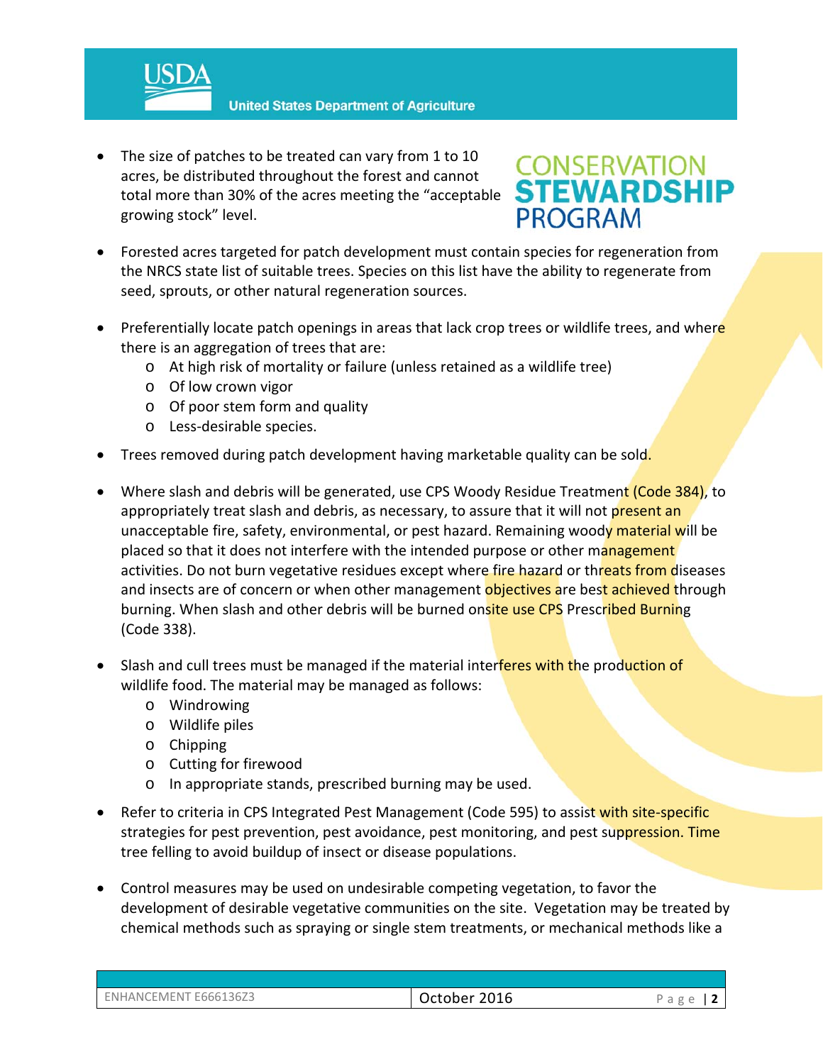- The size of patches to be treated can vary from 1 to 10 acres, be distributed throughout the forest and cannot total more than 30% of the acres meeting the "acceptable growing stock" level.

- Forested acres targeted for patch development must contain species for regeneration from the NRCS state list of suitable trees. Species on this list have the ability to regenerate from seed, sprouts, or other natural regeneration sources.

- Preferentially locate patch openings in areas that lack crop trees or wildlife trees, and where there is an aggregation of trees that are:
  - At high risk of mortality or failure (unless retained as a wildlife tree)
  - Of low crown vigor
  - Of poor stem form and quality
  - Less-desirable species.

- Trees removed during patch development having marketable quality can be sold.

- Where slash and debris will be generated, use CPS Woody Residue Treatment (Code 384), to appropriately treat slash and debris, as necessary, to assure that it will not present an unacceptable fire, safety, environmental, or pest hazard. Remaining woody material will be placed so that it does not interfere with the intended purpose or other management activities. Do not burn vegetative residues except where fire hazard or threats from diseases and insects are of concern or when other management objectives are best achieved through burning. When slash and other debris will be burned onsite use CPS Prescribed Burning (Code 338).

- Slash and cull trees must be managed if the material interferes with the production of wildlife food. The material may be managed as follows:
  - Windrowing
  - Wildlife piles
  - Chipping
  - Cutting for firewood
  - In appropriate stands, prescribed burning may be used.

- Refer to criteria in CPS Integrated Pest Management (Code 595) to assist with site-specific strategies for pest prevention, pest avoidance, pest monitoring, and pest suppression. Time tree felling to avoid buildup of insect or disease populations.

- Control measures may be used on undesirable competing vegetation, to favor the development of desirable vegetative communities on the site. Vegetation may be treated by chemical methods such as spraying or single stem treatments, or mechanical methods like a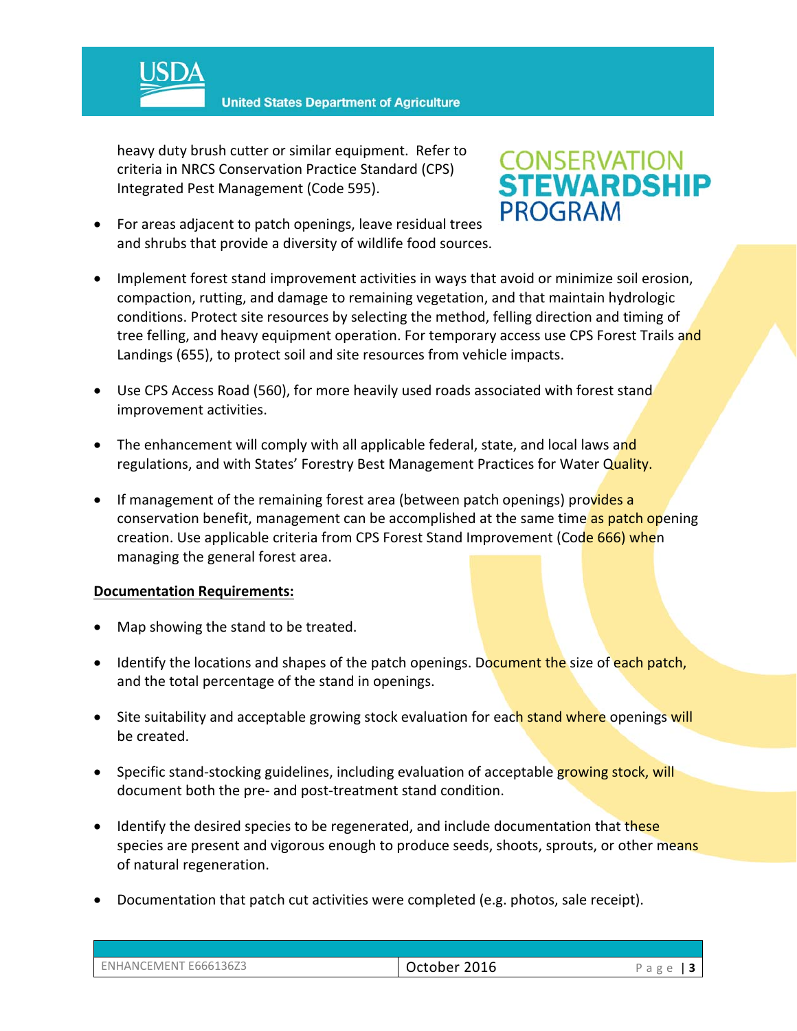heavy duty brush cutter or similar equipment. Refer to criteria in NRCS Conservation Practice Standard (CPS) Integrated Pest Management (Code 595).

- For areas adjacent to patch openings, leave residual trees and shrubs that provide a diversity of wildlife food sources.

- Implement forest stand improvement activities in ways that avoid or minimize soil erosion, compaction, rutting, and damage to remaining vegetation, and that maintain hydrologic conditions. Protect site resources by selecting the method, felling direction and timing of tree felling, and heavy equipment operation. For temporary access use CPS Forest Trails and Landings (655), to protect soil and site resources from vehicle impacts.

- Use CPS Access Road (560), for more heavily used roads associated with forest stand improvement activities.

- The enhancement will comply with all applicable federal, state, and local laws and regulations, and with States' Forestry Best Management Practices for Water Quality.

- If management of the remaining forest area (between patch openings) provides a conservation benefit, management can be accomplished at the same time as patch opening creation. Use applicable criteria from CPS Forest Stand Improvement (Code 666) when managing the general forest area.

**Documentation Requirements:**

- Map showing the stand to be treated.

- Identify the locations and shapes of the patch openings. Document the size of each patch, and the total percentage of the stand in openings.

- Site suitability and acceptable growing stock evaluation for each stand where openings will be created.

- Specific stand-stocking guidelines, including evaluation of acceptable growing stock, will document both the pre- and post-treatment stand condition.

- Identify the desired species to be regenerated, and include documentation that these species are present and vigorous enough to produce seeds, shoots, sprouts, or other means of natural regeneration.

- Documentation that patch cut activities were completed (e.g. photos, sale receipt).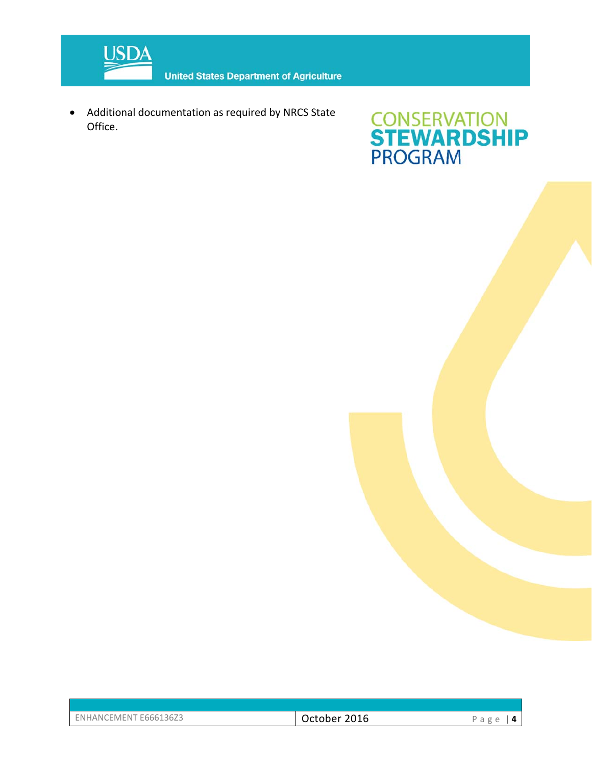- Additional documentation as required by NRCS State Office.